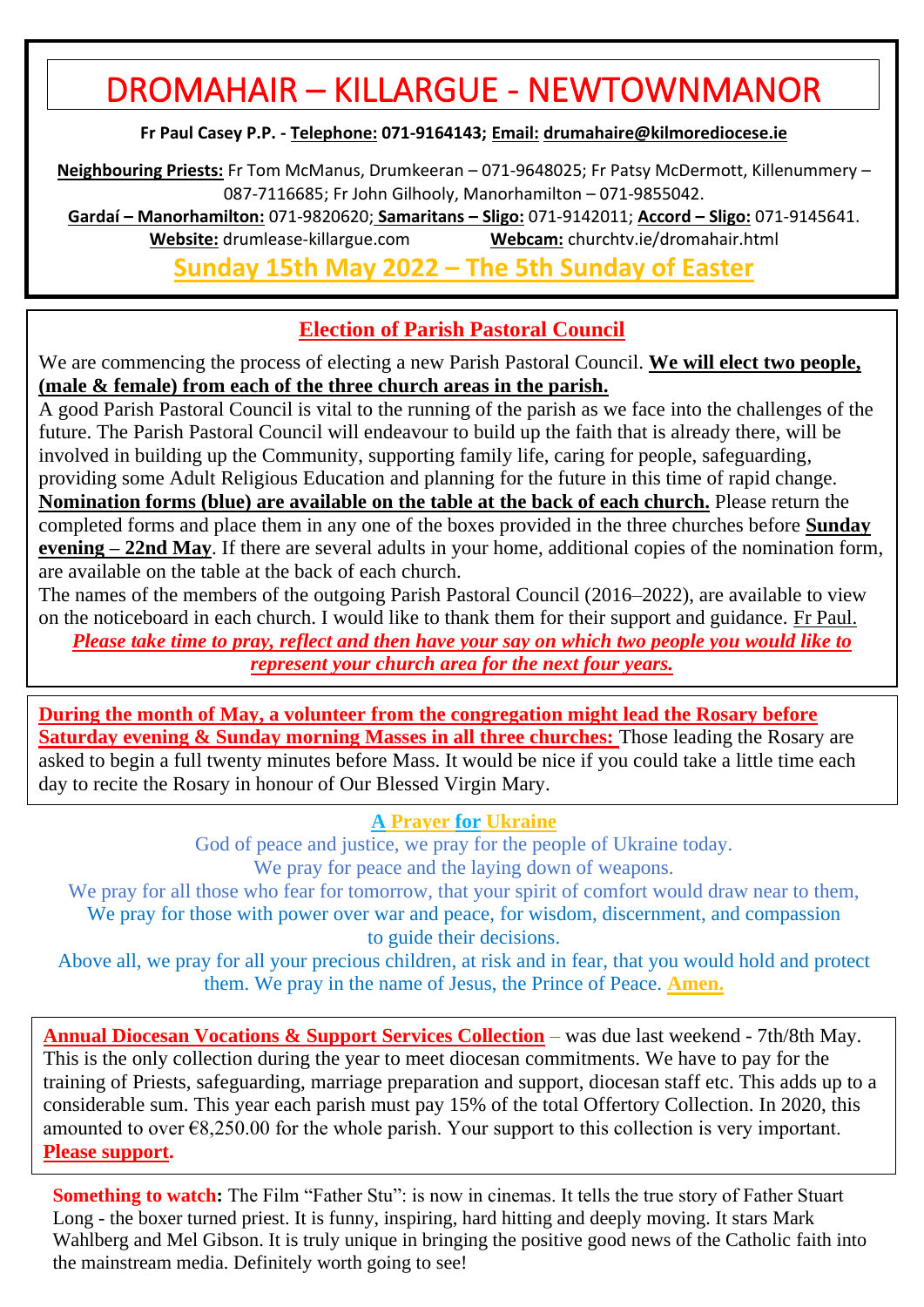# DROMAHAIR – KILLARGUE - NEWTOWNMANOR

**Fr Paul Casey P.P. - Telephone: 071-9164143; Email: drumahaire@kilmorediocese.ie**

**Neighbouring Priests:** Fr Tom McManus, Drumkeeran – 071-9648025; Fr Patsy McDermott, Killenummery – 087-7116685; Fr John Gilhooly, Manorhamilton – 071-9855042.

**Gardaí – Manorhamilton:** 071-9820620; **Samaritans – Sligo:** 071-9142011; **Accord – Sligo:** 071-9145641.

**Website:** drumlease-killargue.com **Webcam:** churchtv.ie/dromahair.html

## Sunday 15th May 2022 – The 5th Sunday of Easter

### Election of Parish Pastoral Council

We are commencing the process of electing a new Parish Pastoral Council. **We will elect two people, (male & female) from each of the three church areas in the parish.**

A good Parish Pastoral Council is vital to the running of the parish as we face into the challenges of the future. The Parish Pastoral Council will endeavour to build up the faith that is already there, will be involved in building up the Community, supporting family life, caring for people, safeguarding, providing some Adult Religious Education and planning for the future in this time of rapid change.

**Nomination forms (blue) are available on the table at the back of each church.** Please return the completed forms and place them in any one of the boxes provided in the three churches before **Sunday evening – 22nd May**. If there are several adults in your home, additional copies of the nomination form, are available on the table at the back of each church.

The names of the members of the outgoing Parish Pastoral Council (2016–2022), are available to view on the noticeboard in each church. I would like to thank them for their support and guidance. Fr Paul.

***Please take time to pray, reflect and then have your say on which two people you would like to represent your church area for the next four years.***

**During the month of May, a volunteer from the congregation might lead the Rosary before Saturday evening & Sunday morning Masses in all three churches:** Those leading the Rosary are asked to begin a full twenty minutes before Mass. It would be nice if you could take a little time each day to recite the Rosary in honour of Our Blessed Virgin Mary.

### A Prayer for Ukraine

God of peace and justice, we pray for the people of Ukraine today.
We pray for peace and the laying down of weapons.
We pray for all those who fear for tomorrow, that your spirit of comfort would draw near to them,
We pray for those with power over war and peace, for wisdom, discernment, and compassion to guide their decisions.
Above all, we pray for all your precious children, at risk and in fear, that you would hold and protect them. We pray in the name of Jesus, the Prince of Peace. **Amen.**

**Annual Diocesan Vocations & Support Services Collection** – was due last weekend - 7th/8th May. This is the only collection during the year to meet diocesan commitments. We have to pay for the training of Priests, safeguarding, marriage preparation and support, diocesan staff etc. This adds up to a considerable sum. This year each parish must pay 15% of the total Offertory Collection. In 2020, this amounted to over €8,250.00 for the whole parish. Your support to this collection is very important. **Please support.**

**Something to watch:** The Film "Father Stu": is now in cinemas. It tells the true story of Father Stuart Long - the boxer turned priest. It is funny, inspiring, hard hitting and deeply moving. It stars Mark Wahlberg and Mel Gibson. It is truly unique in bringing the positive good news of the Catholic faith into the mainstream media. Definitely worth going to see!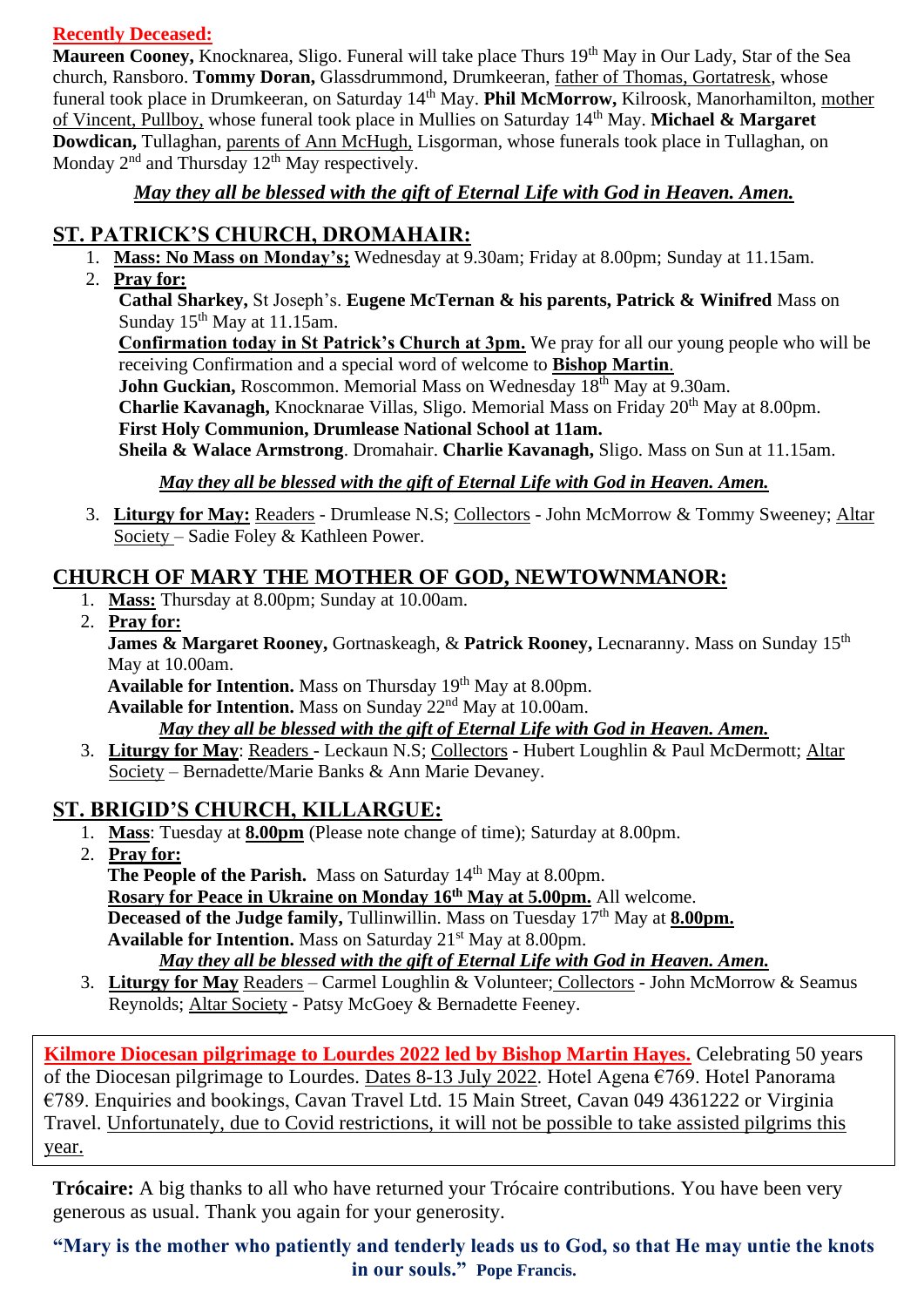**Recently Deceased:**

**Maureen Cooney,** Knocknarea, Sligo. Funeral will take place Thurs 19th May in Our Lady, Star of the Sea church, Ransboro. **Tommy Doran,** Glassdrummond, Drumkeeran, father of Thomas, Gortatresk, whose funeral took place in Drumkeeran, on Saturday 14th May. **Phil McMorrow,** Kilroosk, Manorhamilton, mother of Vincent, Pullboy, whose funeral took place in Mullies on Saturday 14th May. **Michael & Margaret Dowdican,** Tullaghan, parents of Ann McHugh, Lisgorman, whose funerals took place in Tullaghan, on Monday 2nd and Thursday 12th May respectively.

***May they all be blessed with the gift of Eternal Life with God in Heaven. Amen.***

## ST. PATRICK'S CHURCH, DROMAHAIR:

1. **Mass: No Mass on Monday's;** Wednesday at 9.30am; Friday at 8.00pm; Sunday at 11.15am.
2. **Pray for:**
   **Cathal Sharkey,** St Joseph's. **Eugene McTernan & his parents, Patrick & Winifred** Mass on Sunday 15th May at 11.15am.
   **Confirmation today in St Patrick's Church at 3pm.** We pray for all our young people who will be receiving Confirmation and a special word of welcome to **Bishop Martin**.
   **John Guckian,** Roscommon. Memorial Mass on Wednesday 18th May at 9.30am.
   **Charlie Kavanagh,** Knocknarae Villas, Sligo. Memorial Mass on Friday 20th May at 8.00pm.
   **First Holy Communion, Drumlease National School at 11am.**
   **Sheila & Walace Armstrong**. Dromahair. **Charlie Kavanagh,** Sligo. Mass on Sun at 11.15am.

   ***May they all be blessed with the gift of Eternal Life with God in Heaven. Amen.***
3. **Liturgy for May:** Readers - Drumlease N.S; Collectors - John McMorrow & Tommy Sweeney; Altar Society – Sadie Foley & Kathleen Power.

## CHURCH OF MARY THE MOTHER OF GOD, NEWTOWNMANOR:

1. **Mass:** Thursday at 8.00pm; Sunday at 10.00am.
2. **Pray for:**
   **James & Margaret Rooney,** Gortnaskeagh, & **Patrick Rooney,** Lecnaranny. Mass on Sunday 15th May at 10.00am.
   **Available for Intention.** Mass on Thursday 19th May at 8.00pm.
   **Available for Intention.** Mass on Sunday 22nd May at 10.00am.

   ***May they all be blessed with the gift of Eternal Life with God in Heaven. Amen.***
3. **Liturgy for May**: Readers - Leckaun N.S; Collectors - Hubert Loughlin & Paul McDermott; Altar Society – Bernadette/Marie Banks & Ann Marie Devaney.

## ST. BRIGID'S CHURCH, KILLARGUE:

1. **Mass**: Tuesday at **8.00pm** (Please note change of time); Saturday at 8.00pm.
2. **Pray for:**
   **The People of the Parish.** Mass on Saturday 14th May at 8.00pm.
   **Rosary for Peace in Ukraine on Monday 16th May at 5.00pm.** All welcome.
   **Deceased of the Judge family,** Tullinwillin. Mass on Tuesday 17th May at **8.00pm.**
   **Available for Intention.** Mass on Saturday 21st May at 8.00pm.

   ***May they all be blessed with the gift of Eternal Life with God in Heaven. Amen.***
3. **Liturgy for May** Readers – Carmel Loughlin & Volunteer; Collectors - John McMorrow & Seamus Reynolds; Altar Society - Patsy McGoey & Bernadette Feeney.

**Kilmore Diocesan pilgrimage to Lourdes 2022 led by Bishop Martin Hayes.** Celebrating 50 years of the Diocesan pilgrimage to Lourdes. Dates 8-13 July 2022. Hotel Agena €769. Hotel Panorama €789. Enquiries and bookings, Cavan Travel Ltd. 15 Main Street, Cavan 049 4361222 or Virginia Travel. Unfortunately, due to Covid restrictions, it will not be possible to take assisted pilgrims this year.

**Trócaire:** A big thanks to all who have returned your Trócaire contributions. You have been very generous as usual. Thank you again for your generosity.

**"Mary is the mother who patiently and tenderly leads us to God, so that He may untie the knots in our souls." Pope Francis.**